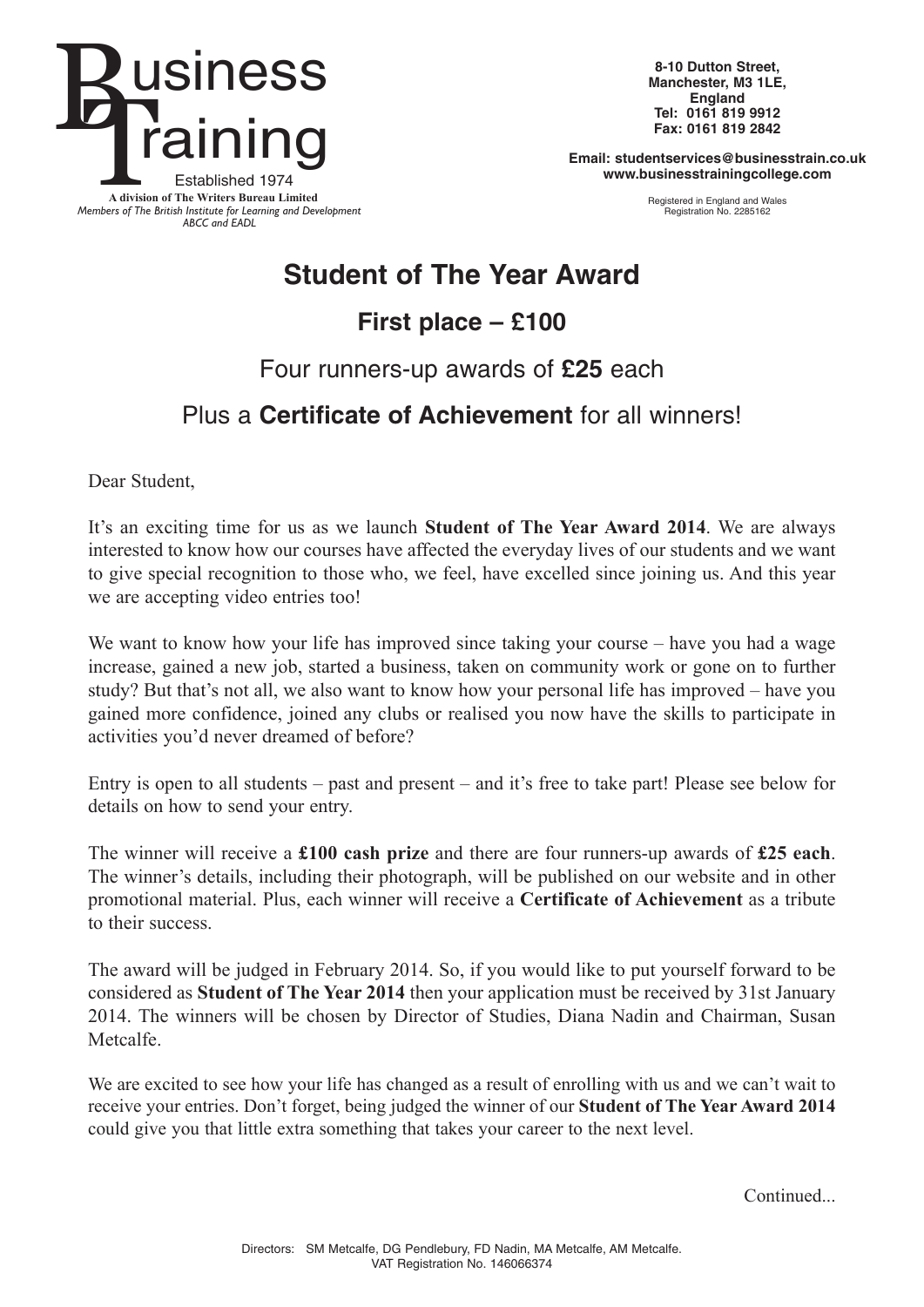**Business Training**

Established 1974

**A division of The Writers Bureau Limited**

*Members of The British Institute for Learning and Development*

*ABCC and EADL*

**8-10 Dutton Street,**
**Manchester, M3 1LE,**
**England**
**Tel: 0161 819 9912**
**Fax: 0161 819 2842**

**Email: studentservices@businesstrain.co.uk**
**www.businesstrainingcollege.com**

Registered in England and Wales
Registration No. 2285162

# Student of The Year Award

## First place – £100

### Four runners-up awards of **£25** each

### Plus a **Certificate of Achievement** for all winners!

Dear Student,

It's an exciting time for us as we launch **Student of The Year Award 2014**. We are always interested to know how our courses have affected the everyday lives of our students and we want to give special recognition to those who, we feel, have excelled since joining us. And this year we are accepting video entries too!

We want to know how your life has improved since taking your course – have you had a wage increase, gained a new job, started a business, taken on community work or gone on to further study? But that's not all, we also want to know how your personal life has improved – have you gained more confidence, joined any clubs or realised you now have the skills to participate in activities you'd never dreamed of before?

Entry is open to all students – past and present – and it's free to take part! Please see below for details on how to send your entry.

The winner will receive a **£100 cash prize** and there are four runners-up awards of **£25 each**. The winner's details, including their photograph, will be published on our website and in other promotional material. Plus, each winner will receive a **Certificate of Achievement** as a tribute to their success.

The award will be judged in February 2014. So, if you would like to put yourself forward to be considered as **Student of The Year 2014** then your application must be received by 31st January 2014. The winners will be chosen by Director of Studies, Diana Nadin and Chairman, Susan Metcalfe.

We are excited to see how your life has changed as a result of enrolling with us and we can't wait to receive your entries. Don't forget, being judged the winner of our **Student of The Year Award 2014** could give you that little extra something that takes your career to the next level.

Continued...

Directors: SM Metcalfe, DG Pendlebury, FD Nadin, MA Metcalfe, AM Metcalfe.
VAT Registration No. 146066374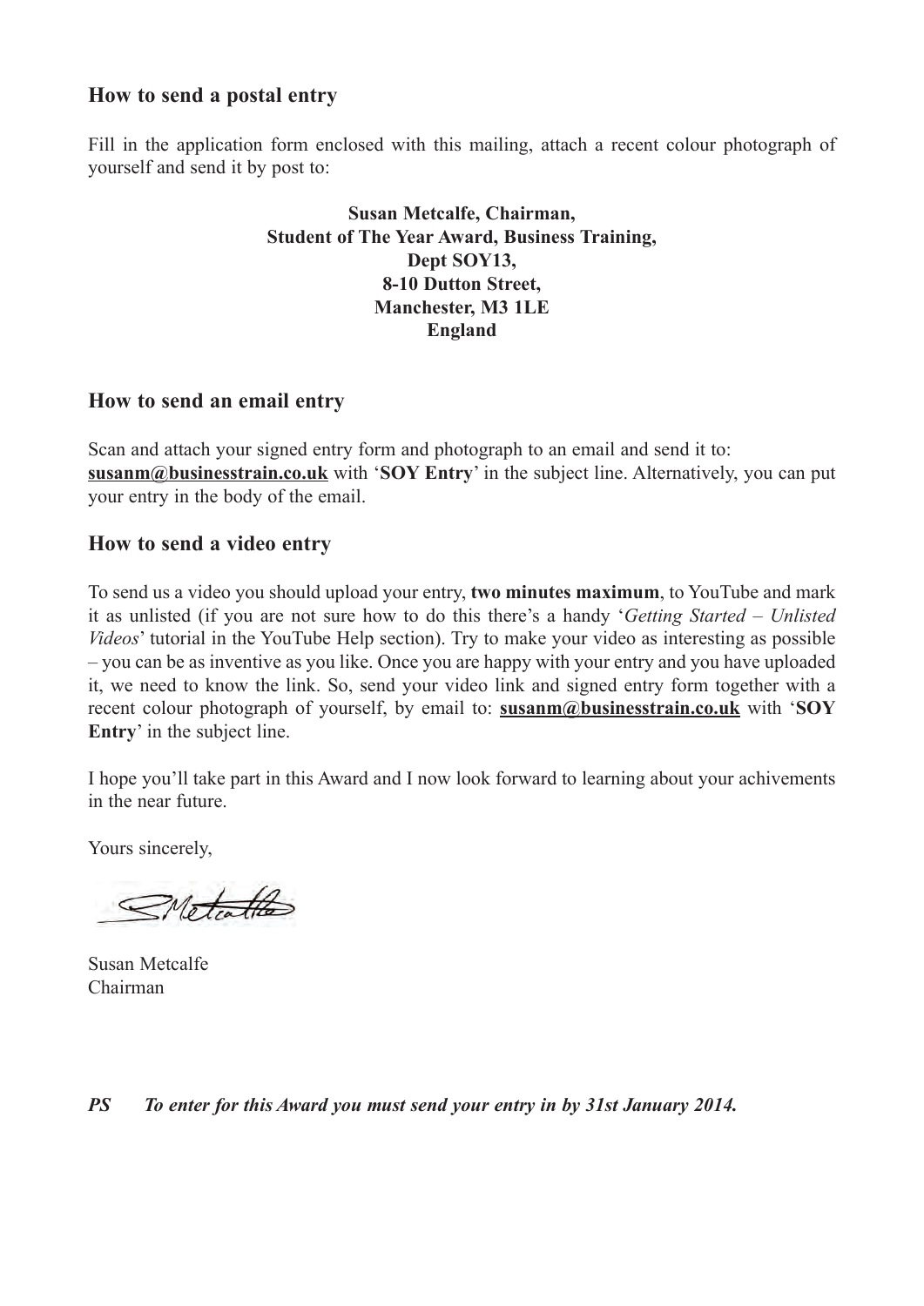## How to send a postal entry

Fill in the application form enclosed with this mailing, attach a recent colour photograph of yourself and send it by post to:

**Susan Metcalfe, Chairman,**
**Student of The Year Award, Business Training,**
**Dept SOY13,**
**8-10 Dutton Street,**
**Manchester, M3 1LE**
**England**

## How to send an email entry

Scan and attach your signed entry form and photograph to an email and send it to: **susanm@businesstrain.co.uk** with '**SOY Entry**' in the subject line. Alternatively, you can put your entry in the body of the email.

## How to send a video entry

To send us a video you should upload your entry, **two minutes maximum**, to YouTube and mark it as unlisted (if you are not sure how to do this there's a handy '*Getting Started – Unlisted Videos*' tutorial in the YouTube Help section). Try to make your video as interesting as possible – you can be as inventive as you like. Once you are happy with your entry and you have uploaded it, we need to know the link. So, send your video link and signed entry form together with a recent colour photograph of yourself, by email to: **susanm@businesstrain.co.uk** with '**SOY Entry**' in the subject line.

I hope you'll take part in this Award and I now look forward to learning about your achivements in the near future.

Yours sincerely,

S Metcalfe

Susan Metcalfe
Chairman

***PS To enter for this Award you must send your entry in by 31st January 2014.***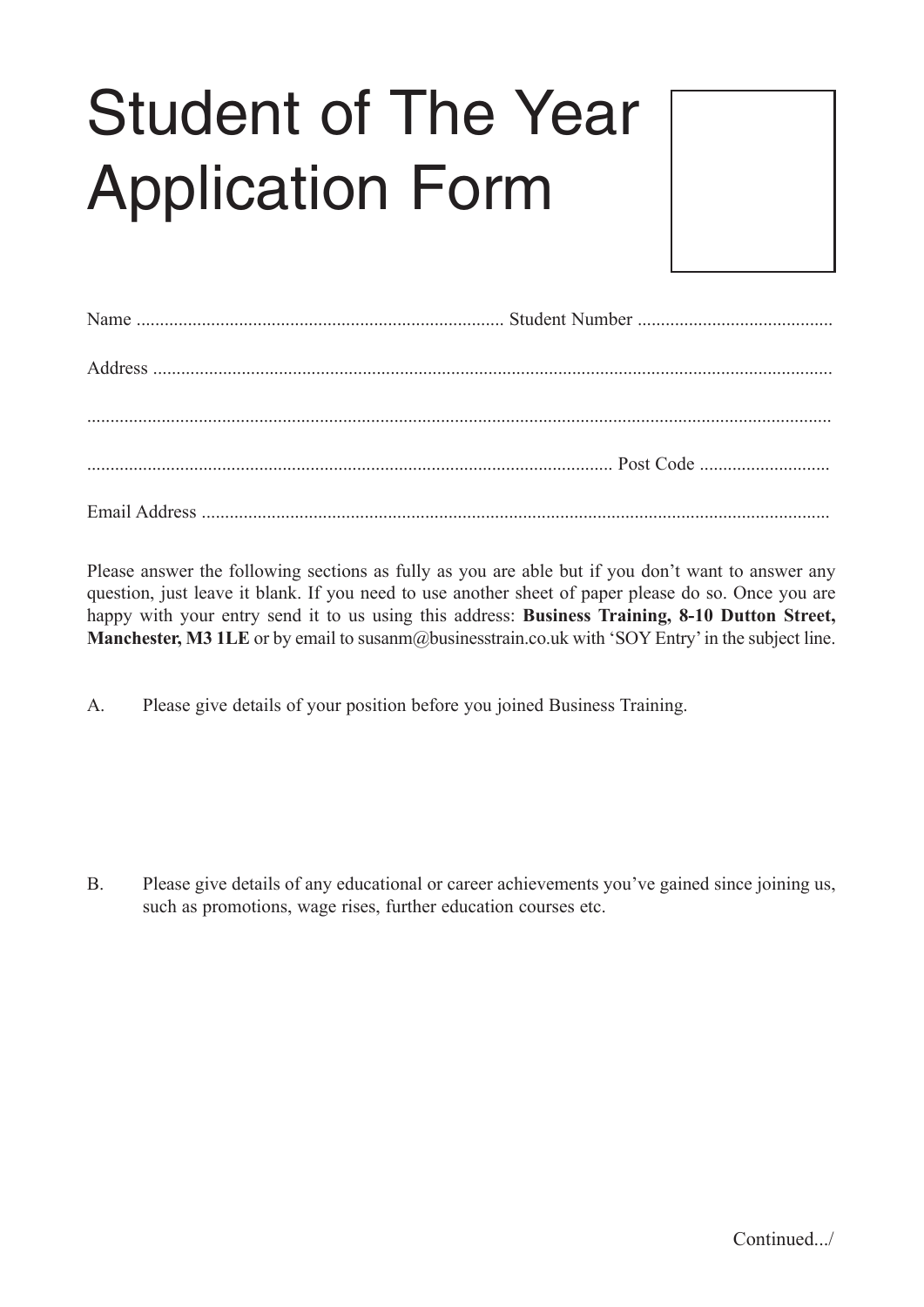# Student of The Year Application Form

Name .............................................................................. Student Number .........................................

Address ................................................................................................................................................

...............................................................................................................................................................

............................................................................................................... Post Code ............................

Email Address ......................................................................................................................................

Please answer the following sections as fully as you are able but if you don't want to answer any question, just leave it blank. If you need to use another sheet of paper please do so. Once you are happy with your entry send it to us using this address: **Business Training, 8-10 Dutton Street, Manchester, M3 1LE** or by email to susanm@businesstrain.co.uk with 'SOY Entry' in the subject line.

A. Please give details of your position before you joined Business Training.

B. Please give details of any educational or career achievements you've gained since joining us, such as promotions, wage rises, further education courses etc.

Continued.../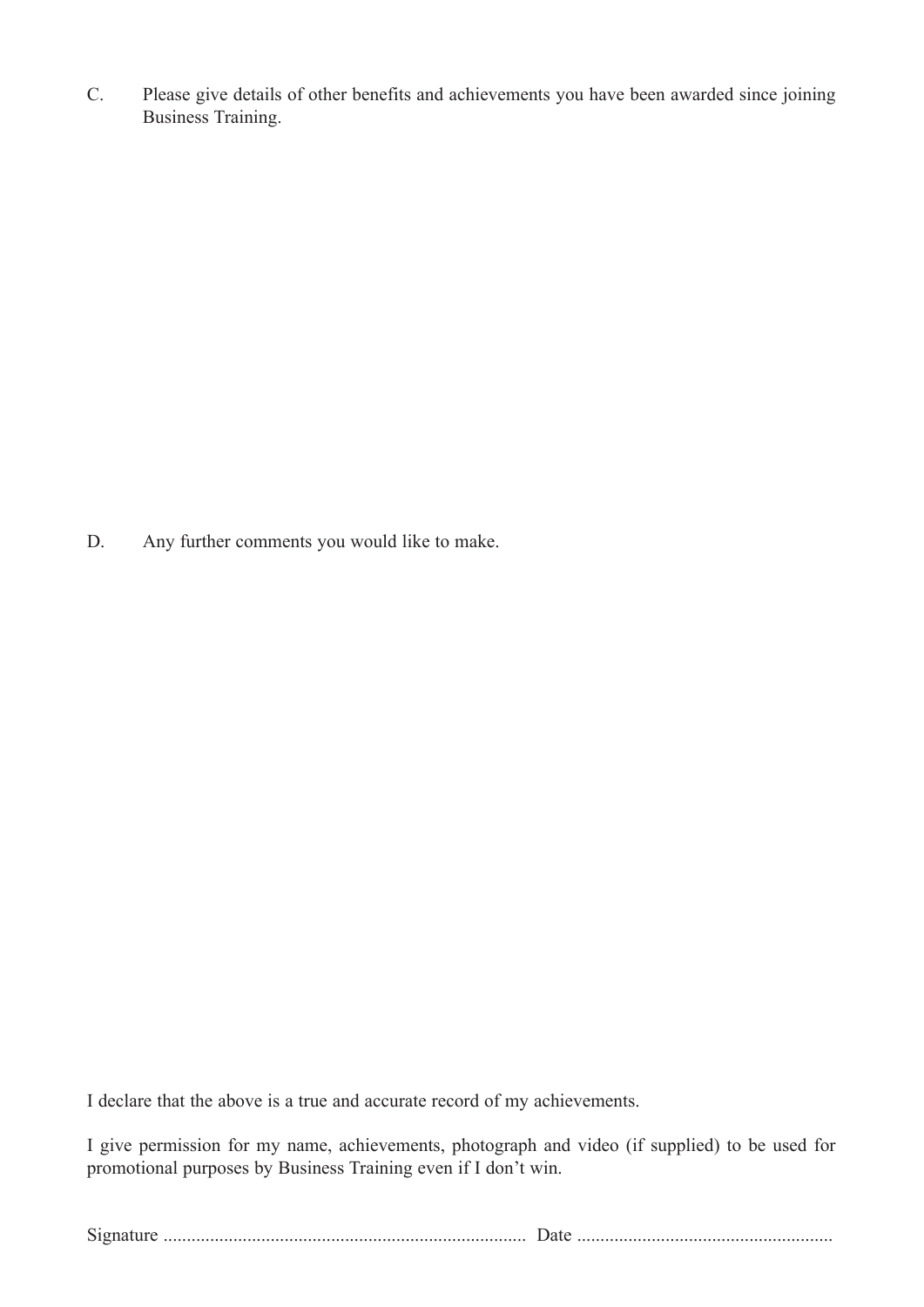C. Please give details of other benefits and achievements you have been awarded since joining Business Training.

D. Any further comments you would like to make.

I declare that the above is a true and accurate record of my achievements.

I give permission for my name, achievements, photograph and video (if supplied) to be used for promotional purposes by Business Training even if I don't win.

Signature .............................................................................. Date .......................................................